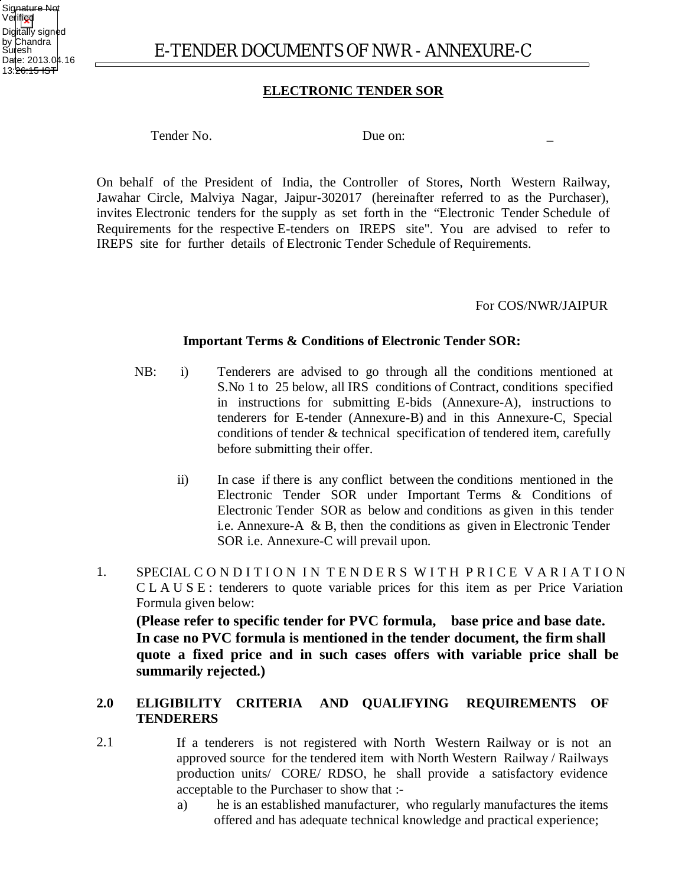# E-TENDER DOCUMENTS OF NWR - ANNEXURE-C

## ELECTRONIC TENDER SOR

Tender No. Due on: _

On behalf of the President of India, the Controller of Stores, North Western Railway, Jawahar Circle, Malviya Nagar, Jaipur-302017 (hereinafter referred to as the Purchaser), invites Electronic tenders for the supply as set forth in the "Electronic Tender Schedule of Requirements for the respective E-tenders on IREPS site". You are advised to refer to IREPS site for further details of Electronic Tender Schedule of Requirements.

For COS/NWR/JAIPUR

### Important Terms & Conditions of Electronic Tender SOR:

NB:

i) Tenderers are advised to go through all the conditions mentioned at S.No 1 to 25 below, all IRS conditions of Contract, conditions specified in instructions for submitting E-bids (Annexure-A), instructions to tenderers for E-tender (Annexure-B) and in this Annexure-C, Special conditions of tender & technical specification of tendered item, carefully before submitting their offer.

ii) In case if there is any conflict between the conditions mentioned in the Electronic Tender SOR under Important Terms & Conditions of Electronic Tender SOR as below and conditions as given in this tender i.e. Annexure-A & B, then the conditions as given in Electronic Tender SOR i.e. Annexure-C will prevail upon.

1. SPECIAL CONDITION IN TENDERS WITH PRICE VARIATION CLAUSE: tenderers to quote variable prices for this item as per Price Variation Formula given below:

   **(Please refer to specific tender for PVC formula, base price and base date. In case no PVC formula is mentioned in the tender document, the firm shall quote a fixed price and in such cases offers with variable price shall be summarily rejected.)**

**2.0 ELIGIBILITY CRITERIA AND QUALIFYING REQUIREMENTS OF TENDERERS**

2.1 If a tenderers is not registered with North Western Railway or is not an approved source for the tendered item with North Western Railway / Railways production units/ CORE/ RDSO, he shall provide a satisfactory evidence acceptable to the Purchaser to show that :-

a) he is an established manufacturer, who regularly manufactures the items offered and has adequate technical knowledge and practical experience;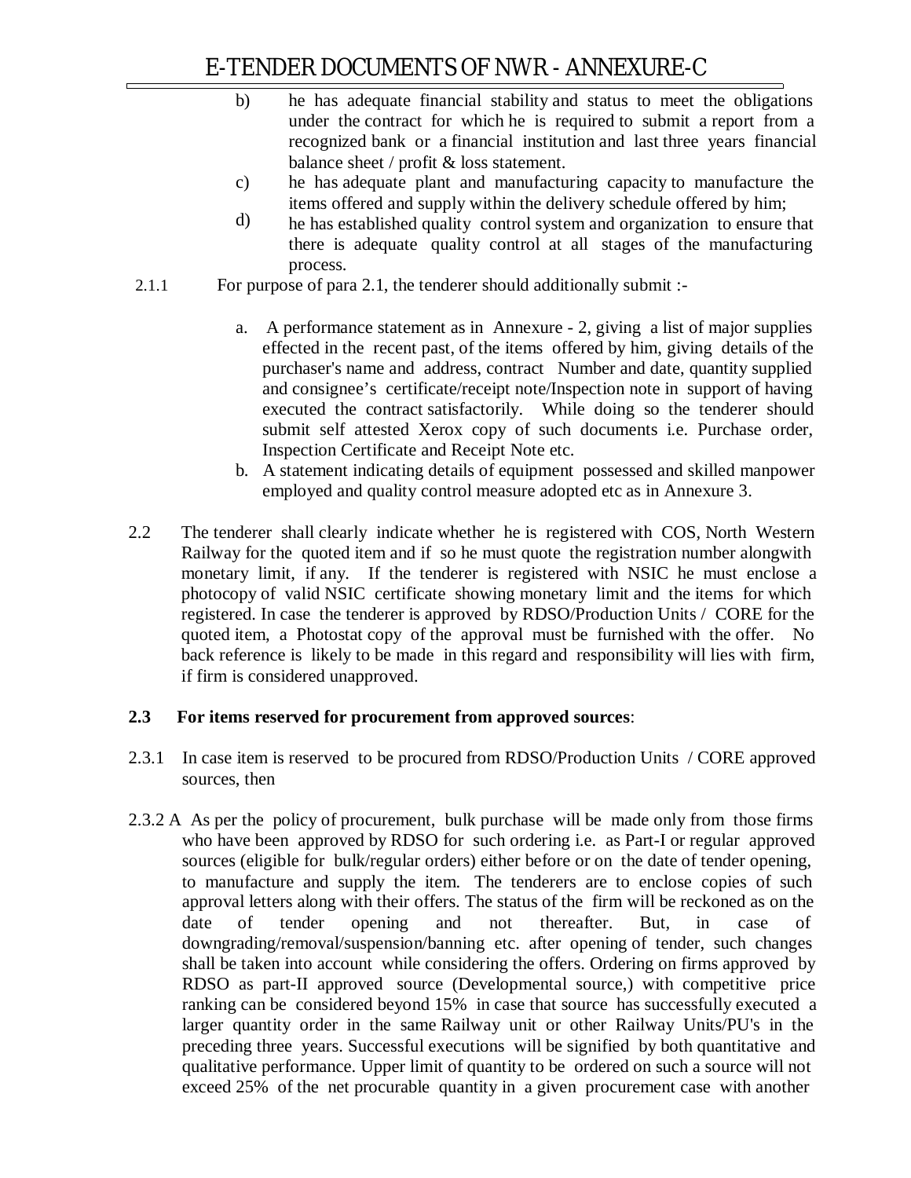b) he has adequate financial stability and status to meet the obligations under the contract for which he is required to submit a report from a recognized bank or a financial institution and last three years financial balance sheet / profit & loss statement.

c) he has adequate plant and manufacturing capacity to manufacture the items offered and supply within the delivery schedule offered by him;

d) he has established quality control system and organization to ensure that there is adequate quality control at all stages of the manufacturing process.

2.1.1 For purpose of para 2.1, the tenderer should additionally submit :-

a. A performance statement as in Annexure - 2, giving a list of major supplies effected in the recent past, of the items offered by him, giving details of the purchaser's name and address, contract Number and date, quantity supplied and consignee's certificate/receipt note/Inspection note in support of having executed the contract satisfactorily. While doing so the tenderer should submit self attested Xerox copy of such documents i.e. Purchase order, Inspection Certificate and Receipt Note etc.

b. A statement indicating details of equipment possessed and skilled manpower employed and quality control measure adopted etc as in Annexure 3.

2.2 The tenderer shall clearly indicate whether he is registered with COS, North Western Railway for the quoted item and if so he must quote the registration number alongwith monetary limit, if any. If the tenderer is registered with NSIC he must enclose a photocopy of valid NSIC certificate showing monetary limit and the items for which registered. In case the tenderer is approved by RDSO/Production Units / CORE for the quoted item, a Photostat copy of the approval must be furnished with the offer. No back reference is likely to be made in this regard and responsibility will lies with firm, if firm is considered unapproved.

**2.3 For items reserved for procurement from approved sources**:

2.3.1 In case item is reserved to be procured from RDSO/Production Units / CORE approved sources, then

2.3.2 A As per the policy of procurement, bulk purchase will be made only from those firms who have been approved by RDSO for such ordering i.e. as Part-I or regular approved sources (eligible for bulk/regular orders) either before or on the date of tender opening, to manufacture and supply the item. The tenderers are to enclose copies of such approval letters along with their offers. The status of the firm will be reckoned as on the date of tender opening and not thereafter. But, in case of downgrading/removal/suspension/banning etc. after opening of tender, such changes shall be taken into account while considering the offers. Ordering on firms approved by RDSO as part-II approved source (Developmental source,) with competitive price ranking can be considered beyond 15% in case that source has successfully executed a larger quantity order in the same Railway unit or other Railway Units/PU's in the preceding three years. Successful executions will be signified by both quantitative and qualitative performance. Upper limit of quantity to be ordered on such a source will not exceed 25% of the net procurable quantity in a given procurement case with another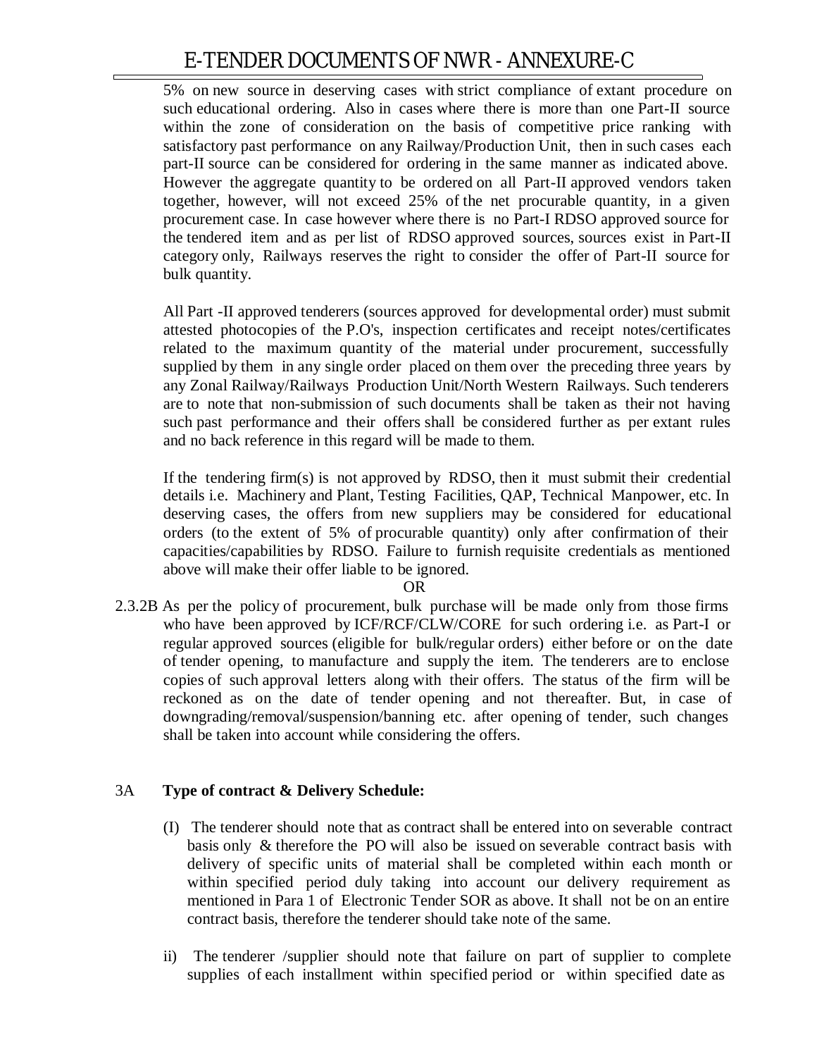5% on new source in deserving cases with strict compliance of extant procedure on such educational ordering. Also in cases where there is more than one Part-II source within the zone of consideration on the basis of competitive price ranking with satisfactory past performance on any Railway/Production Unit, then in such cases each part-II source can be considered for ordering in the same manner as indicated above. However the aggregate quantity to be ordered on all Part-II approved vendors taken together, however, will not exceed 25% of the net procurable quantity, in a given procurement case. In case however where there is no Part-I RDSO approved source for the tendered item and as per list of RDSO approved sources, sources exist in Part-II category only, Railways reserves the right to consider the offer of Part-II source for bulk quantity.

All Part -II approved tenderers (sources approved for developmental order) must submit attested photocopies of the P.O's, inspection certificates and receipt notes/certificates related to the maximum quantity of the material under procurement, successfully supplied by them in any single order placed on them over the preceding three years by any Zonal Railway/Railways Production Unit/North Western Railways. Such tenderers are to note that non-submission of such documents shall be taken as their not having such past performance and their offers shall be considered further as per extant rules and no back reference in this regard will be made to them.

If the tendering firm(s) is not approved by RDSO, then it must submit their credential details i.e. Machinery and Plant, Testing Facilities, QAP, Technical Manpower, etc. In deserving cases, the offers from new suppliers may be considered for educational orders (to the extent of 5% of procurable quantity) only after confirmation of their capacities/capabilities by RDSO. Failure to furnish requisite credentials as mentioned above will make their offer liable to be ignored.

OR

2.3.2B As per the policy of procurement, bulk purchase will be made only from those firms who have been approved by ICF/RCF/CLW/CORE for such ordering i.e. as Part-I or regular approved sources (eligible for bulk/regular orders) either before or on the date of tender opening, to manufacture and supply the item. The tenderers are to enclose copies of such approval letters along with their offers. The status of the firm will be reckoned as on the date of tender opening and not thereafter. But, in case of downgrading/removal/suspension/banning etc. after opening of tender, such changes shall be taken into account while considering the offers.

3A **Type of contract & Delivery Schedule:**

(I) The tenderer should note that as contract shall be entered into on severable contract basis only & therefore the PO will also be issued on severable contract basis with delivery of specific units of material shall be completed within each month or within specified period duly taking into account our delivery requirement as mentioned in Para 1 of Electronic Tender SOR as above. It shall not be on an entire contract basis, therefore the tenderer should take note of the same.

ii) The tenderer /supplier should note that failure on part of supplier to complete supplies of each installment within specified period or within specified date as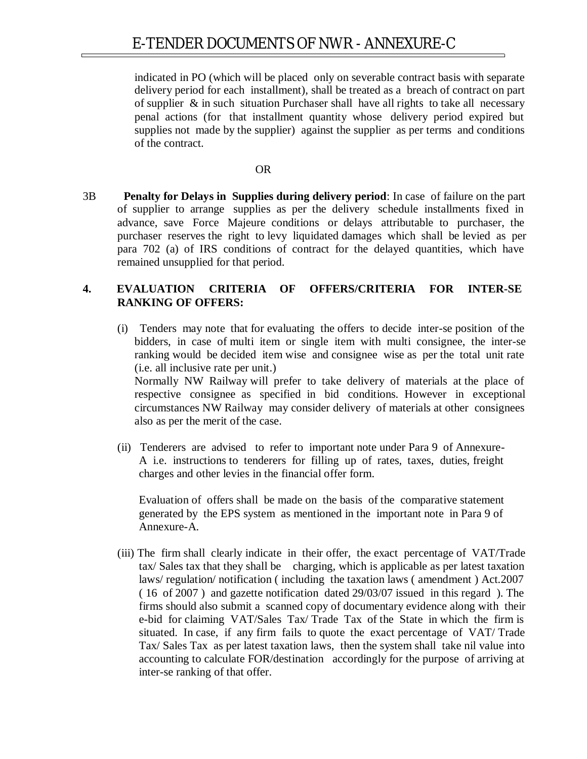indicated in PO (which will be placed only on severable contract basis with separate delivery period for each installment), shall be treated as a breach of contract on part of supplier & in such situation Purchaser shall have all rights to take all necessary penal actions (for that installment quantity whose delivery period expired but supplies not made by the supplier) against the supplier as per terms and conditions of the contract.

OR

3B **Penalty for Delays in Supplies during delivery period**: In case of failure on the part of supplier to arrange supplies as per the delivery schedule installments fixed in advance, save Force Majeure conditions or delays attributable to purchaser, the purchaser reserves the right to levy liquidated damages which shall be levied as per para 702 (a) of IRS conditions of contract for the delayed quantities, which have remained unsupplied for that period.

**4. EVALUATION CRITERIA OF OFFERS/CRITERIA FOR INTER-SE RANKING OF OFFERS:**

(i) Tenders may note that for evaluating the offers to decide inter-se position of the bidders, in case of multi item or single item with multi consignee, the inter-se ranking would be decided item wise and consignee wise as per the total unit rate (i.e. all inclusive rate per unit.)

Normally NW Railway will prefer to take delivery of materials at the place of respective consignee as specified in bid conditions. However in exceptional circumstances NW Railway may consider delivery of materials at other consignees also as per the merit of the case.

(ii) Tenderers are advised to refer to important note under Para 9 of Annexure-A i.e. instructions to tenderers for filling up of rates, taxes, duties, freight charges and other levies in the financial offer form.

Evaluation of offers shall be made on the basis of the comparative statement generated by the EPS system as mentioned in the important note in Para 9 of Annexure-A.

(iii) The firm shall clearly indicate in their offer, the exact percentage of VAT/Trade tax/ Sales tax that they shall be charging, which is applicable as per latest taxation laws/ regulation/ notification ( including the taxation laws ( amendment ) Act.2007 ( 16 of 2007 ) and gazette notification dated 29/03/07 issued in this regard ). The firms should also submit a scanned copy of documentary evidence along with their e-bid for claiming VAT/Sales Tax/ Trade Tax of the State in which the firm is situated. In case, if any firm fails to quote the exact percentage of VAT/ Trade Tax/ Sales Tax as per latest taxation laws, then the system shall take nil value into accounting to calculate FOR/destination accordingly for the purpose of arriving at inter-se ranking of that offer.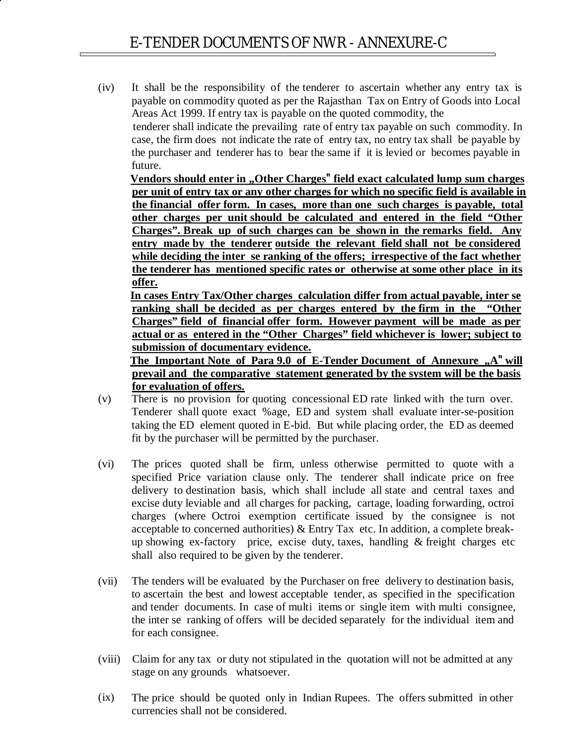(iv) It shall be the responsibility of the tenderer to ascertain whether any entry tax is payable on commodity quoted as per the Rajasthan Tax on Entry of Goods into Local Areas Act 1999. If entry tax is payable on the quoted commodity, the tenderer shall indicate the prevailing rate of entry tax payable on such commodity. In case, the firm does not indicate the rate of entry tax, no entry tax shall be payable by the purchaser and tenderer has to bear the same if it is levied or becomes payable in future.

**Vendors should enter in „Other Charges" field exact calculated lump sum charges per unit of entry tax or any other charges for which no specific field is available in the financial offer form. In cases, more than one such charges is payable, total other charges per unit should be calculated and entered in the field "Other Charges". Break up of such charges can be shown in the remarks field. Any entry made by the tenderer outside the relevant field shall not be considered while deciding the inter se ranking of the offers; irrespective of the fact whether the tenderer has mentioned specific rates or otherwise at some other place in its offer.**

**In cases Entry Tax/Other charges calculation differ from actual payable, inter se ranking shall be decided as per charges entered by the firm in the "Other Charges" field of financial offer form. However payment will be made as per actual or as entered in the "Other Charges" field whichever is lower; subject to submission of documentary evidence.**

**The Important Note of Para 9.0 of E-Tender Document of Annexure „A" will prevail and the comparative statement generated by the system will be the basis for evaluation of offers.**

(v) There is no provision for quoting concessional ED rate linked with the turn over. Tenderer shall quote exact %age, ED and system shall evaluate inter-se-position taking the ED element quoted in E-bid. But while placing order, the ED as deemed fit by the purchaser will be permitted by the purchaser.

(vi) The prices quoted shall be firm, unless otherwise permitted to quote with a specified Price variation clause only. The tenderer shall indicate price on free delivery to destination basis, which shall include all state and central taxes and excise duty leviable and all charges for packing, cartage, loading forwarding, octroi charges (where Octroi exemption certificate issued by the consignee is not acceptable to concerned authorities) & Entry Tax etc. In addition, a complete break-up showing ex-factory price, excise duty, taxes, handling & freight charges etc shall also required to be given by the tenderer.

(vii) The tenders will be evaluated by the Purchaser on free delivery to destination basis, to ascertain the best and lowest acceptable tender, as specified in the specification and tender documents. In case of multi items or single item with multi consignee, the inter se ranking of offers will be decided separately for the individual item and for each consignee.

(viii) Claim for any tax or duty not stipulated in the quotation will not be admitted at any stage on any grounds whatsoever.

(ix) The price should be quoted only in Indian Rupees. The offers submitted in other currencies shall not be considered.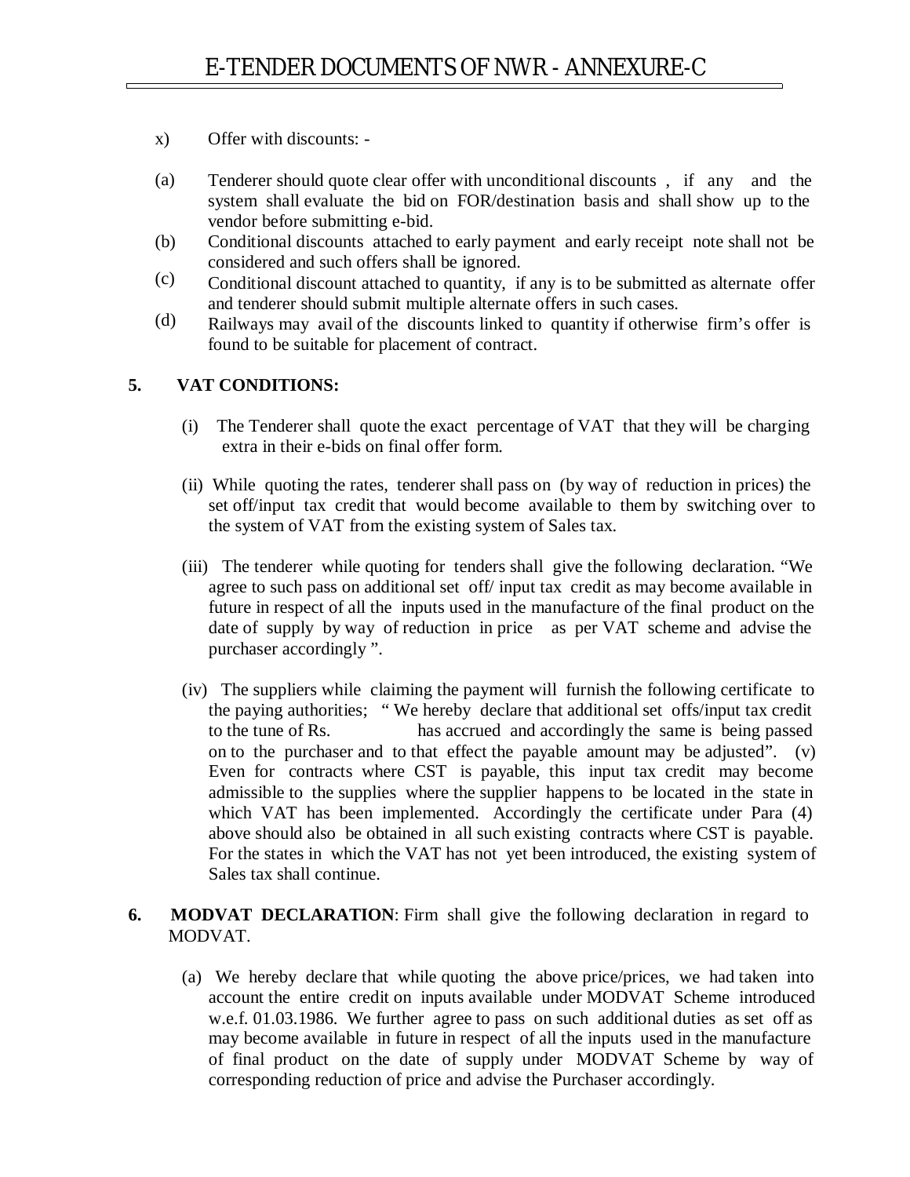x) Offer with discounts: -

(a) Tenderer should quote clear offer with unconditional discounts , if any and the system shall evaluate the bid on FOR/destination basis and shall show up to the vendor before submitting e-bid.

(b) Conditional discounts attached to early payment and early receipt note shall not be considered and such offers shall be ignored.

(c) Conditional discount attached to quantity, if any is to be submitted as alternate offer and tenderer should submit multiple alternate offers in such cases.

(d) Railways may avail of the discounts linked to quantity if otherwise firm's offer is found to be suitable for placement of contract.

**5. VAT CONDITIONS:**

(i) The Tenderer shall quote the exact percentage of VAT that they will be charging extra in their e-bids on final offer form.

(ii) While quoting the rates, tenderer shall pass on (by way of reduction in prices) the set off/input tax credit that would become available to them by switching over to the system of VAT from the existing system of Sales tax.

(iii) The tenderer while quoting for tenders shall give the following declaration. "We agree to such pass on additional set off/ input tax credit as may become available in future in respect of all the inputs used in the manufacture of the final product on the date of supply by way of reduction in price as per VAT scheme and advise the purchaser accordingly ".

(iv) The suppliers while claiming the payment will furnish the following certificate to the paying authorities; " We hereby declare that additional set offs/input tax credit to the tune of Rs. has accrued and accordingly the same is being passed on to the purchaser and to that effect the payable amount may be adjusted". (v) Even for contracts where CST is payable, this input tax credit may become admissible to the supplies where the supplier happens to be located in the state in which VAT has been implemented. Accordingly the certificate under Para (4) above should also be obtained in all such existing contracts where CST is payable. For the states in which the VAT has not yet been introduced, the existing system of Sales tax shall continue.

**6. MODVAT DECLARATION**: Firm shall give the following declaration in regard to MODVAT.

(a) We hereby declare that while quoting the above price/prices, we had taken into account the entire credit on inputs available under MODVAT Scheme introduced w.e.f. 01.03.1986. We further agree to pass on such additional duties as set off as may become available in future in respect of all the inputs used in the manufacture of final product on the date of supply under MODVAT Scheme by way of corresponding reduction of price and advise the Purchaser accordingly.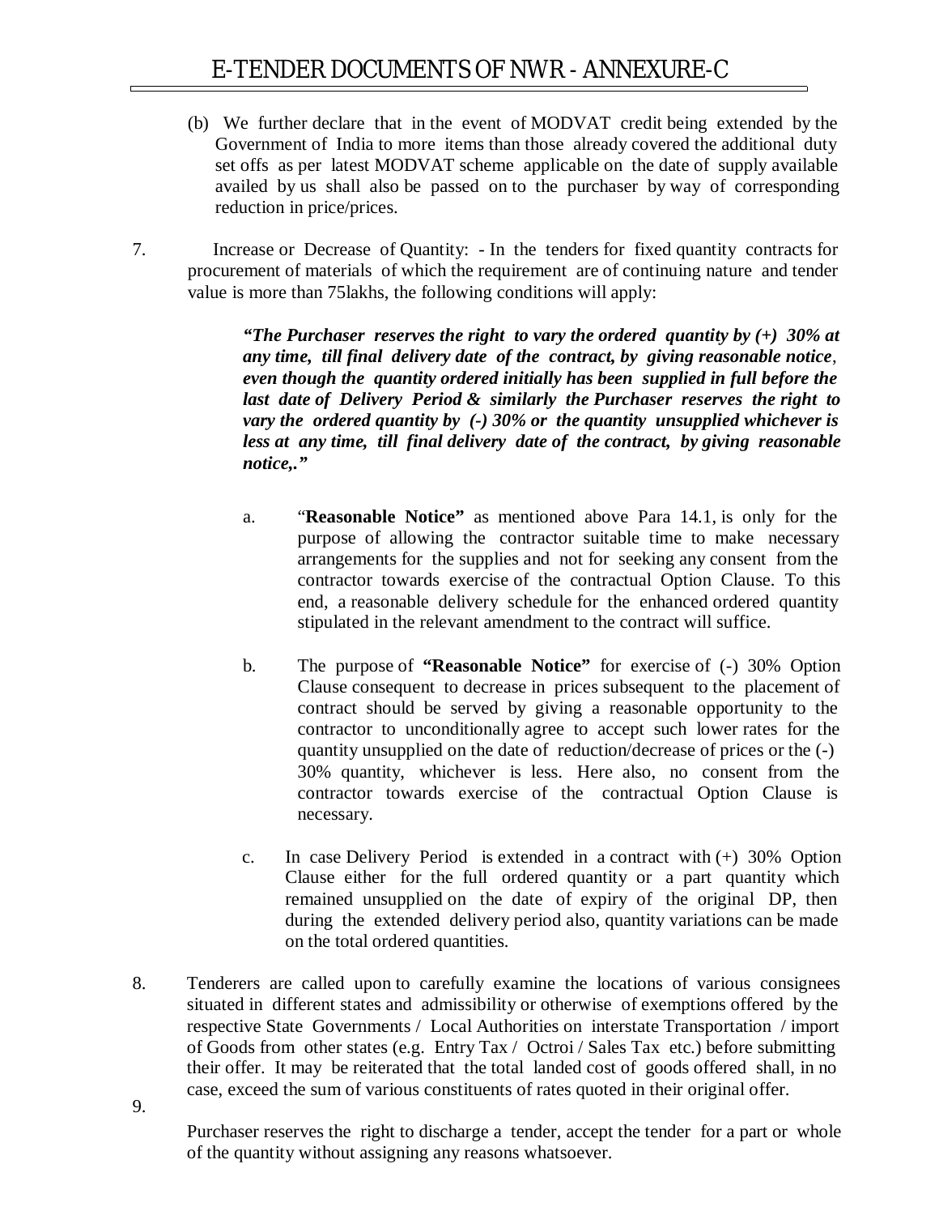(b) We further declare that in the event of MODVAT credit being extended by the Government of India to more items than those already covered the additional duty set offs as per latest MODVAT scheme applicable on the date of supply available availed by us shall also be passed on to the purchaser by way of corresponding reduction in price/prices.

7. Increase or Decrease of Quantity: - In the tenders for fixed quantity contracts for procurement of materials of which the requirement are of continuing nature and tender value is more than 75lakhs, the following conditions will apply:

   ***"The Purchaser reserves the right to vary the ordered quantity by (+) 30% at any time, till final delivery date of the contract, by giving reasonable notice, even though the quantity ordered initially has been supplied in full before the last date of Delivery Period & similarly the Purchaser reserves the right to vary the ordered quantity by (-) 30% or the quantity unsupplied whichever is less at any time, till final delivery date of the contract, by giving reasonable notice,."***

   a. "**Reasonable Notice"** as mentioned above Para 14.1, is only for the purpose of allowing the contractor suitable time to make necessary arrangements for the supplies and not for seeking any consent from the contractor towards exercise of the contractual Option Clause. To this end, a reasonable delivery schedule for the enhanced ordered quantity stipulated in the relevant amendment to the contract will suffice.

   b. The purpose of **"Reasonable Notice"** for exercise of (-) 30% Option Clause consequent to decrease in prices subsequent to the placement of contract should be served by giving a reasonable opportunity to the contractor to unconditionally agree to accept such lower rates for the quantity unsupplied on the date of reduction/decrease of prices or the (-) 30% quantity, whichever is less. Here also, no consent from the contractor towards exercise of the contractual Option Clause is necessary.

   c. In case Delivery Period is extended in a contract with (+) 30% Option Clause either for the full ordered quantity or a part quantity which remained unsupplied on the date of expiry of the original DP, then during the extended delivery period also, quantity variations can be made on the total ordered quantities.

8. Tenderers are called upon to carefully examine the locations of various consignees situated in different states and admissibility or otherwise of exemptions offered by the respective State Governments / Local Authorities on interstate Transportation / import of Goods from other states (e.g. Entry Tax / Octroi / Sales Tax etc.) before submitting their offer. It may be reiterated that the total landed cost of goods offered shall, in no case, exceed the sum of various constituents of rates quoted in their original offer.

9. Purchaser reserves the right to discharge a tender, accept the tender for a part or whole of the quantity without assigning any reasons whatsoever.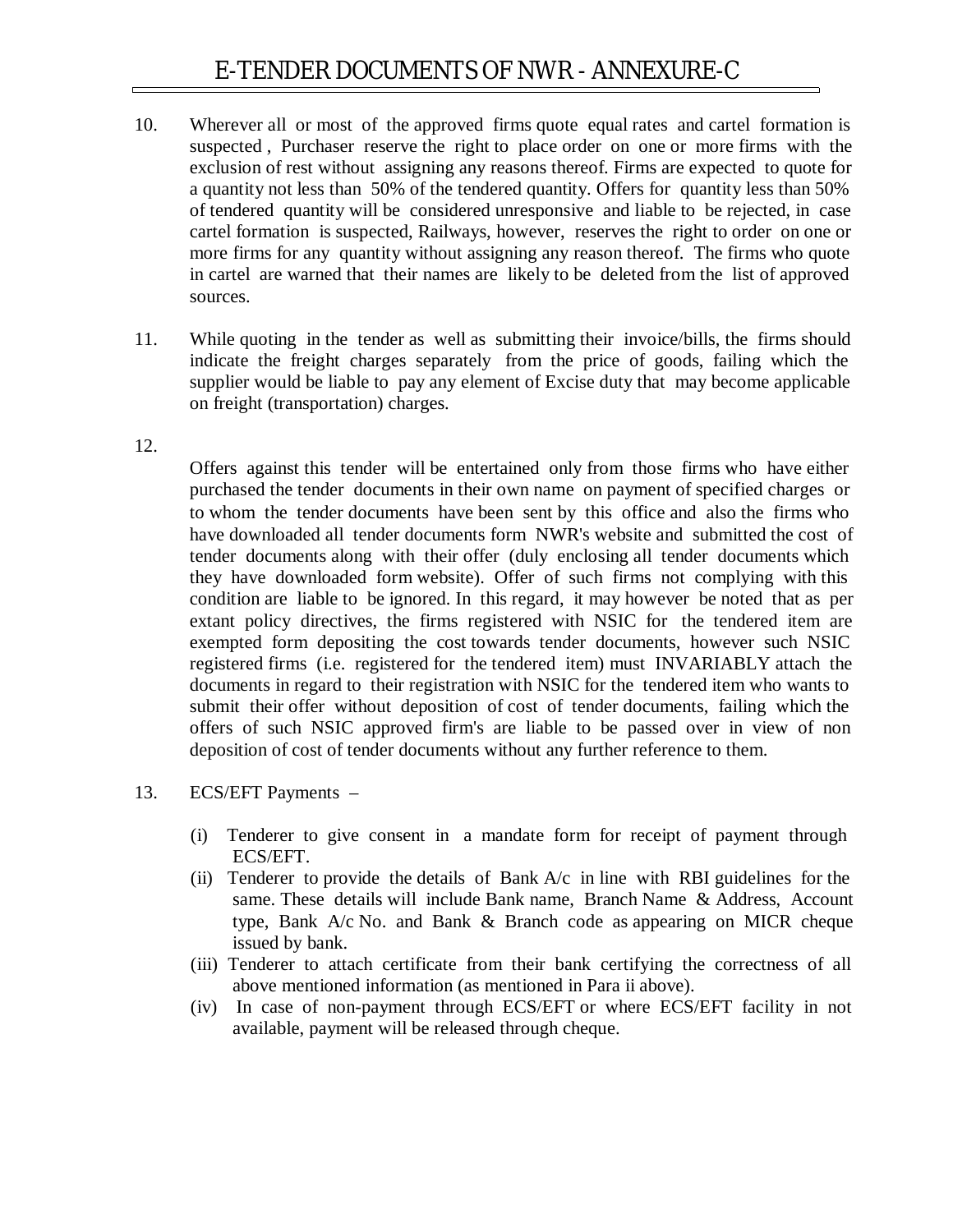10. Wherever all or most of the approved firms quote equal rates and cartel formation is suspected , Purchaser reserve the right to place order on one or more firms with the exclusion of rest without assigning any reasons thereof. Firms are expected to quote for a quantity not less than 50% of the tendered quantity. Offers for quantity less than 50% of tendered quantity will be considered unresponsive and liable to be rejected, in case cartel formation is suspected, Railways, however, reserves the right to order on one or more firms for any quantity without assigning any reason thereof. The firms who quote in cartel are warned that their names are likely to be deleted from the list of approved sources.

11. While quoting in the tender as well as submitting their invoice/bills, the firms should indicate the freight charges separately from the price of goods, failing which the supplier would be liable to pay any element of Excise duty that may become applicable on freight (transportation) charges.

12. Offers against this tender will be entertained only from those firms who have either purchased the tender documents in their own name on payment of specified charges or to whom the tender documents have been sent by this office and also the firms who have downloaded all tender documents form NWR's website and submitted the cost of tender documents along with their offer (duly enclosing all tender documents which they have downloaded form website). Offer of such firms not complying with this condition are liable to be ignored. In this regard, it may however be noted that as per extant policy directives, the firms registered with NSIC for the tendered item are exempted form depositing the cost towards tender documents, however such NSIC registered firms (i.e. registered for the tendered item) must INVARIABLY attach the documents in regard to their registration with NSIC for the tendered item who wants to submit their offer without deposition of cost of tender documents, failing which the offers of such NSIC approved firm's are liable to be passed over in view of non deposition of cost of tender documents without any further reference to them.

13. ECS/EFT Payments –

   (i) Tenderer to give consent in a mandate form for receipt of payment through ECS/EFT.
   
   (ii) Tenderer to provide the details of Bank A/c in line with RBI guidelines for the same. These details will include Bank name, Branch Name & Address, Account type, Bank A/c No. and Bank & Branch code as appearing on MICR cheque issued by bank.
   
   (iii) Tenderer to attach certificate from their bank certifying the correctness of all above mentioned information (as mentioned in Para ii above).
   
   (iv) In case of non-payment through ECS/EFT or where ECS/EFT facility in not available, payment will be released through cheque.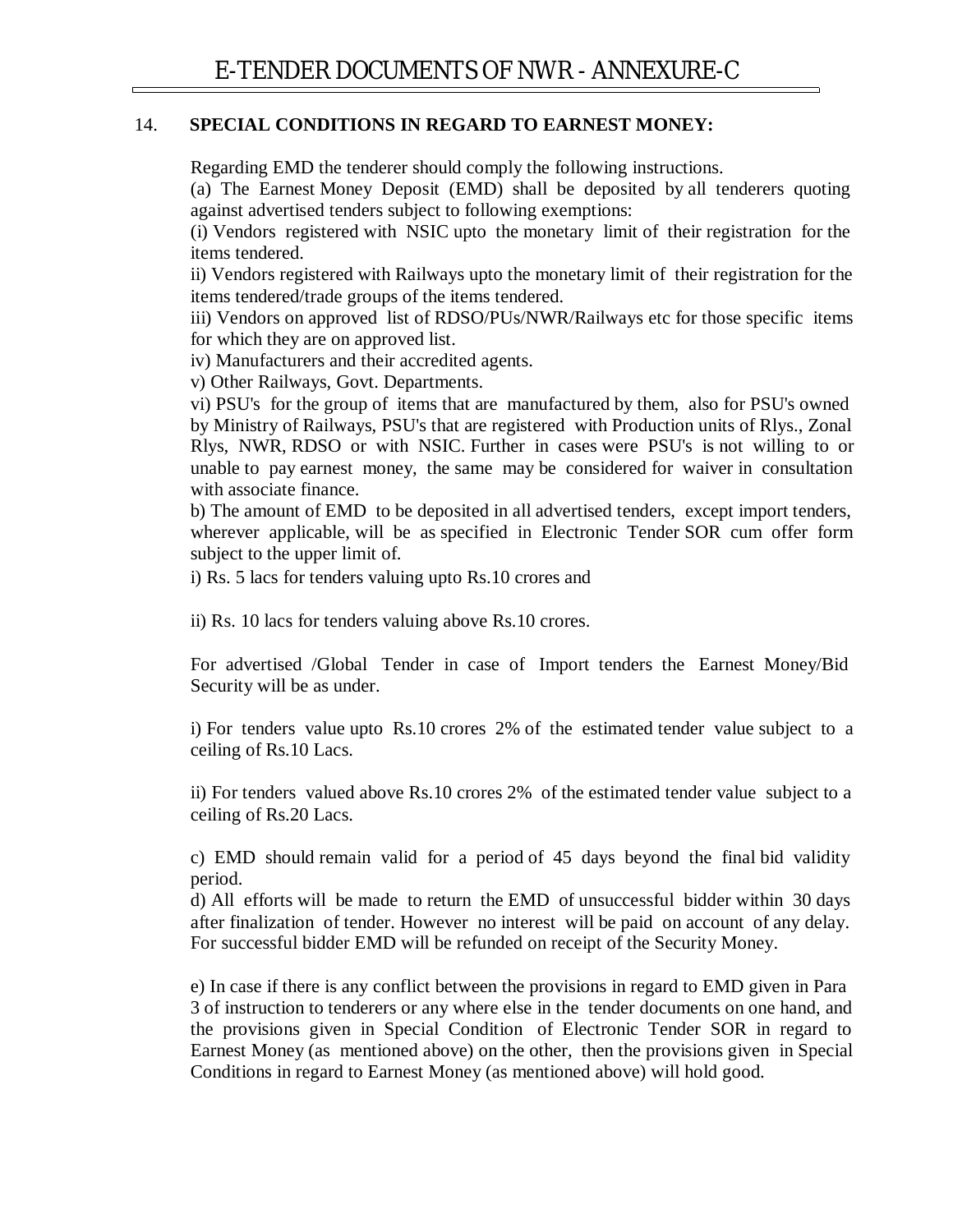## 14. SPECIAL CONDITIONS IN REGARD TO EARNEST MONEY:

Regarding EMD the tenderer should comply the following instructions.

(a) The Earnest Money Deposit (EMD) shall be deposited by all tenderers quoting against advertised tenders subject to following exemptions:

(i) Vendors registered with NSIC upto the monetary limit of their registration for the items tendered.

ii) Vendors registered with Railways upto the monetary limit of their registration for the items tendered/trade groups of the items tendered.

iii) Vendors on approved list of RDSO/PUs/NWR/Railways etc for those specific items for which they are on approved list.

iv) Manufacturers and their accredited agents.

v) Other Railways, Govt. Departments.

vi) PSU's for the group of items that are manufactured by them, also for PSU's owned by Ministry of Railways, PSU's that are registered with Production units of Rlys., Zonal Rlys, NWR, RDSO or with NSIC. Further in cases were PSU's is not willing to or unable to pay earnest money, the same may be considered for waiver in consultation with associate finance.

b) The amount of EMD to be deposited in all advertised tenders, except import tenders, wherever applicable, will be as specified in Electronic Tender SOR cum offer form subject to the upper limit of.

i) Rs. 5 lacs for tenders valuing upto Rs.10 crores and

ii) Rs. 10 lacs for tenders valuing above Rs.10 crores.

For advertised /Global Tender in case of Import tenders the Earnest Money/Bid Security will be as under.

i) For tenders value upto Rs.10 crores 2% of the estimated tender value subject to a ceiling of Rs.10 Lacs.

ii) For tenders valued above Rs.10 crores 2% of the estimated tender value subject to a ceiling of Rs.20 Lacs.

c) EMD should remain valid for a period of 45 days beyond the final bid validity period.

d) All efforts will be made to return the EMD of unsuccessful bidder within 30 days after finalization of tender. However no interest will be paid on account of any delay. For successful bidder EMD will be refunded on receipt of the Security Money.

e) In case if there is any conflict between the provisions in regard to EMD given in Para 3 of instruction to tenderers or any where else in the tender documents on one hand, and the provisions given in Special Condition of Electronic Tender SOR in regard to Earnest Money (as mentioned above) on the other, then the provisions given in Special Conditions in regard to Earnest Money (as mentioned above) will hold good.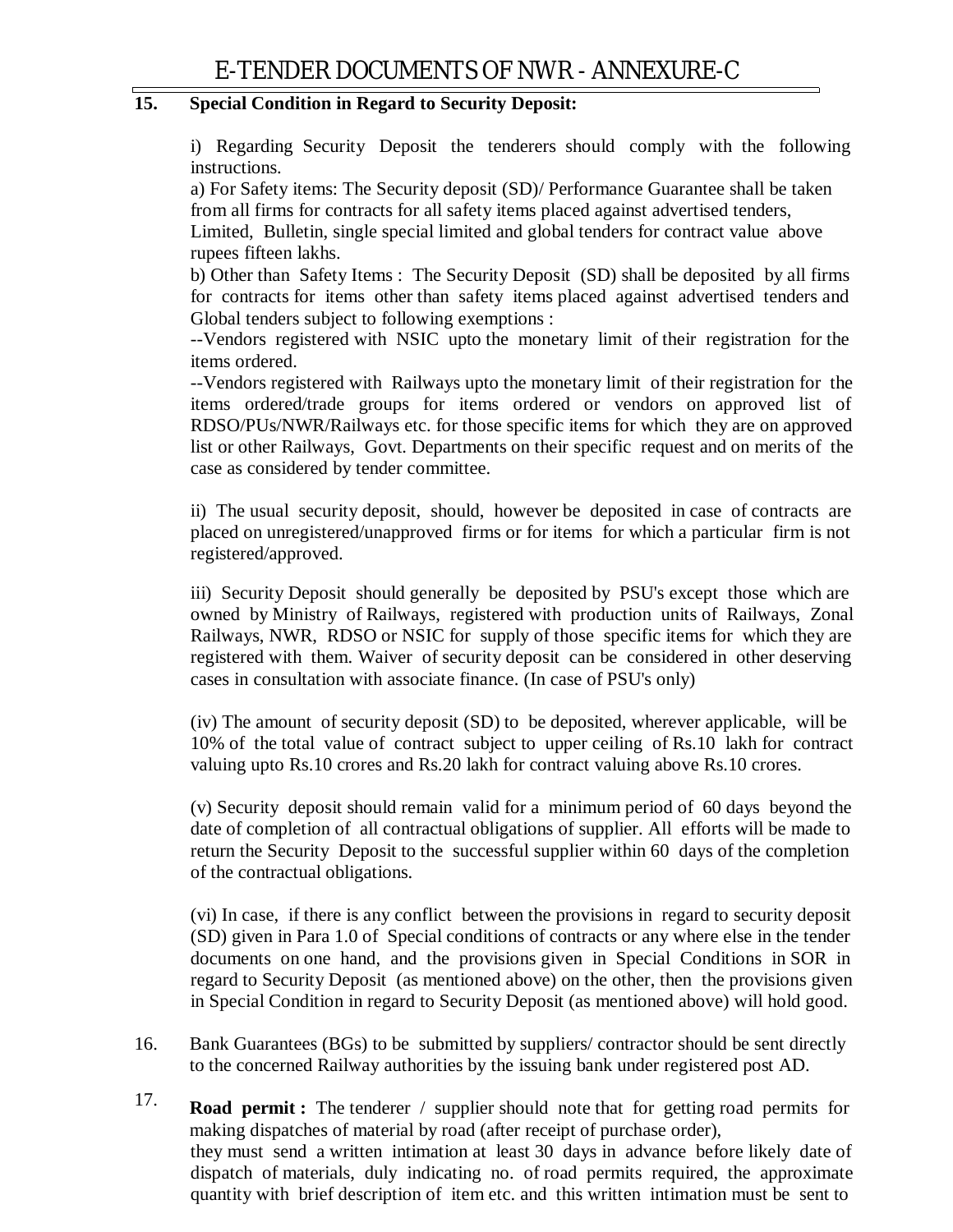**15. Special Condition in Regard to Security Deposit:**

i) Regarding Security Deposit the tenderers should comply with the following instructions.

a) For Safety items: The Security deposit (SD)/ Performance Guarantee shall be taken from all firms for contracts for all safety items placed against advertised tenders, Limited, Bulletin, single special limited and global tenders for contract value above rupees fifteen lakhs.

b) Other than Safety Items : The Security Deposit (SD) shall be deposited by all firms for contracts for items other than safety items placed against advertised tenders and Global tenders subject to following exemptions :

--Vendors registered with NSIC upto the monetary limit of their registration for the items ordered.

--Vendors registered with Railways upto the monetary limit of their registration for the items ordered/trade groups for items ordered or vendors on approved list of RDSO/PUs/NWR/Railways etc. for those specific items for which they are on approved list or other Railways, Govt. Departments on their specific request and on merits of the case as considered by tender committee.

ii) The usual security deposit, should, however be deposited in case of contracts are placed on unregistered/unapproved firms or for items for which a particular firm is not registered/approved.

iii) Security Deposit should generally be deposited by PSU's except those which are owned by Ministry of Railways, registered with production units of Railways, Zonal Railways, NWR, RDSO or NSIC for supply of those specific items for which they are registered with them. Waiver of security deposit can be considered in other deserving cases in consultation with associate finance. (In case of PSU's only)

(iv) The amount of security deposit (SD) to be deposited, wherever applicable, will be 10% of the total value of contract subject to upper ceiling of Rs.10 lakh for contract valuing upto Rs.10 crores and Rs.20 lakh for contract valuing above Rs.10 crores.

(v) Security deposit should remain valid for a minimum period of 60 days beyond the date of completion of all contractual obligations of supplier. All efforts will be made to return the Security Deposit to the successful supplier within 60 days of the completion of the contractual obligations.

(vi) In case, if there is any conflict between the provisions in regard to security deposit (SD) given in Para 1.0 of Special conditions of contracts or any where else in the tender documents on one hand, and the provisions given in Special Conditions in SOR in regard to Security Deposit (as mentioned above) on the other, then the provisions given in Special Condition in regard to Security Deposit (as mentioned above) will hold good.

16. Bank Guarantees (BGs) to be submitted by suppliers/ contractor should be sent directly to the concerned Railway authorities by the issuing bank under registered post AD.

17. **Road permit :** The tenderer / supplier should note that for getting road permits for making dispatches of material by road (after receipt of purchase order), they must send a written intimation at least 30 days in advance before likely date of dispatch of materials, duly indicating no. of road permits required, the approximate quantity with brief description of item etc. and this written intimation must be sent to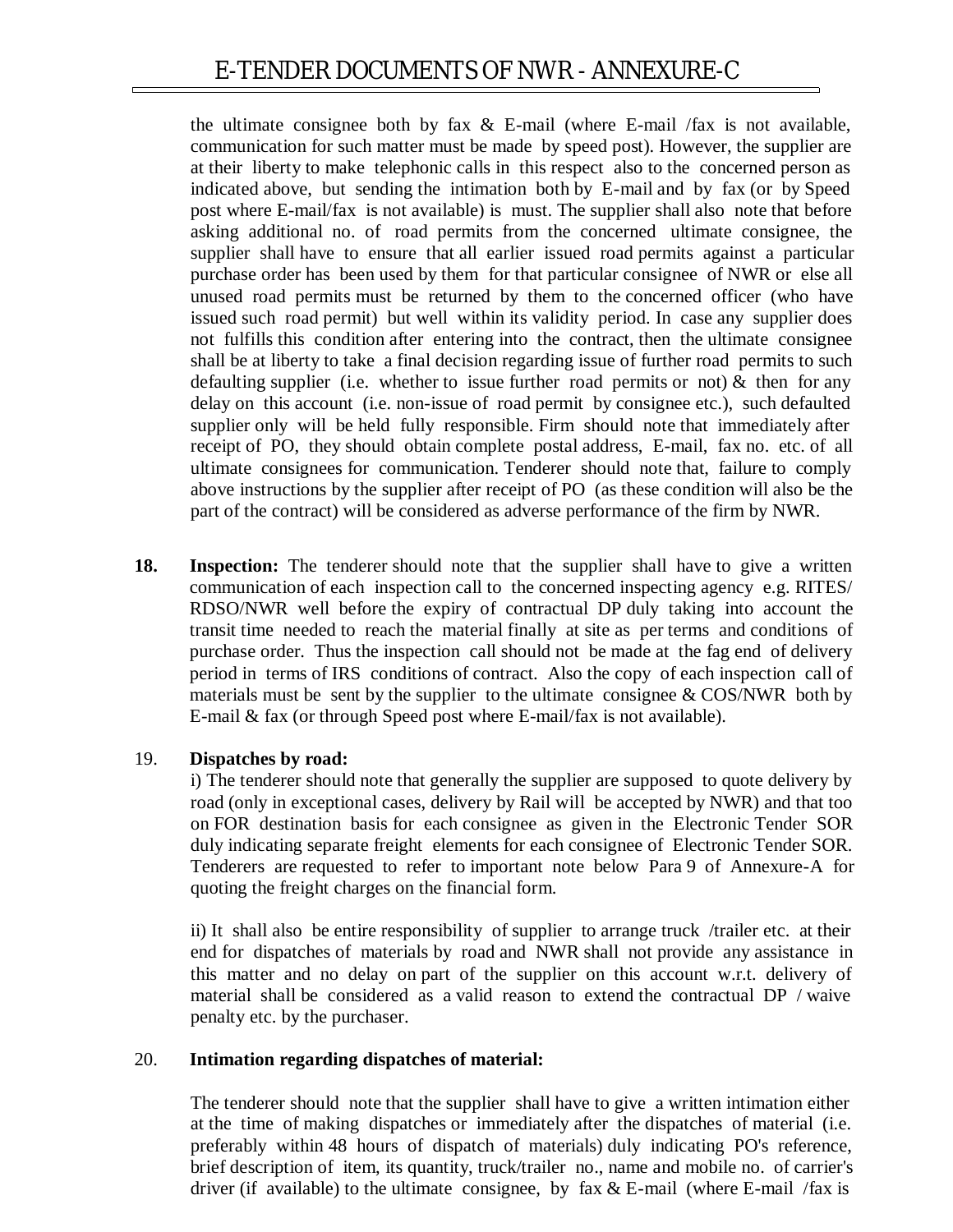the ultimate consignee both by fax & E-mail (where E-mail /fax is not available, communication for such matter must be made by speed post). However, the supplier are at their liberty to make telephonic calls in this respect also to the concerned person as indicated above, but sending the intimation both by E-mail and by fax (or by Speed post where E-mail/fax is not available) is must. The supplier shall also note that before asking additional no. of road permits from the concerned ultimate consignee, the supplier shall have to ensure that all earlier issued road permits against a particular purchase order has been used by them for that particular consignee of NWR or else all unused road permits must be returned by them to the concerned officer (who have issued such road permit) but well within its validity period. In case any supplier does not fulfills this condition after entering into the contract, then the ultimate consignee shall be at liberty to take a final decision regarding issue of further road permits to such defaulting supplier (i.e. whether to issue further road permits or not) & then for any delay on this account (i.e. non-issue of road permit by consignee etc.), such defaulted supplier only will be held fully responsible. Firm should note that immediately after receipt of PO, they should obtain complete postal address, E-mail, fax no. etc. of all ultimate consignees for communication. Tenderer should note that, failure to comply above instructions by the supplier after receipt of PO (as these condition will also be the part of the contract) will be considered as adverse performance of the firm by NWR.

**18. Inspection:** The tenderer should note that the supplier shall have to give a written communication of each inspection call to the concerned inspecting agency e.g. RITES/ RDSO/NWR well before the expiry of contractual DP duly taking into account the transit time needed to reach the material finally at site as per terms and conditions of purchase order. Thus the inspection call should not be made at the fag end of delivery period in terms of IRS conditions of contract. Also the copy of each inspection call of materials must be sent by the supplier to the ultimate consignee & COS/NWR both by E-mail & fax (or through Speed post where E-mail/fax is not available).

19. **Dispatches by road:**

i) The tenderer should note that generally the supplier are supposed to quote delivery by road (only in exceptional cases, delivery by Rail will be accepted by NWR) and that too on FOR destination basis for each consignee as given in the Electronic Tender SOR duly indicating separate freight elements for each consignee of Electronic Tender SOR. Tenderers are requested to refer to important note below Para 9 of Annexure-A for quoting the freight charges on the financial form.

ii) It shall also be entire responsibility of supplier to arrange truck /trailer etc. at their end for dispatches of materials by road and NWR shall not provide any assistance in this matter and no delay on part of the supplier on this account w.r.t. delivery of material shall be considered as a valid reason to extend the contractual DP / waive penalty etc. by the purchaser.

20. **Intimation regarding dispatches of material:**

The tenderer should note that the supplier shall have to give a written intimation either at the time of making dispatches or immediately after the dispatches of material (i.e. preferably within 48 hours of dispatch of materials) duly indicating PO's reference, brief description of item, its quantity, truck/trailer no., name and mobile no. of carrier's driver (if available) to the ultimate consignee, by fax & E-mail (where E-mail /fax is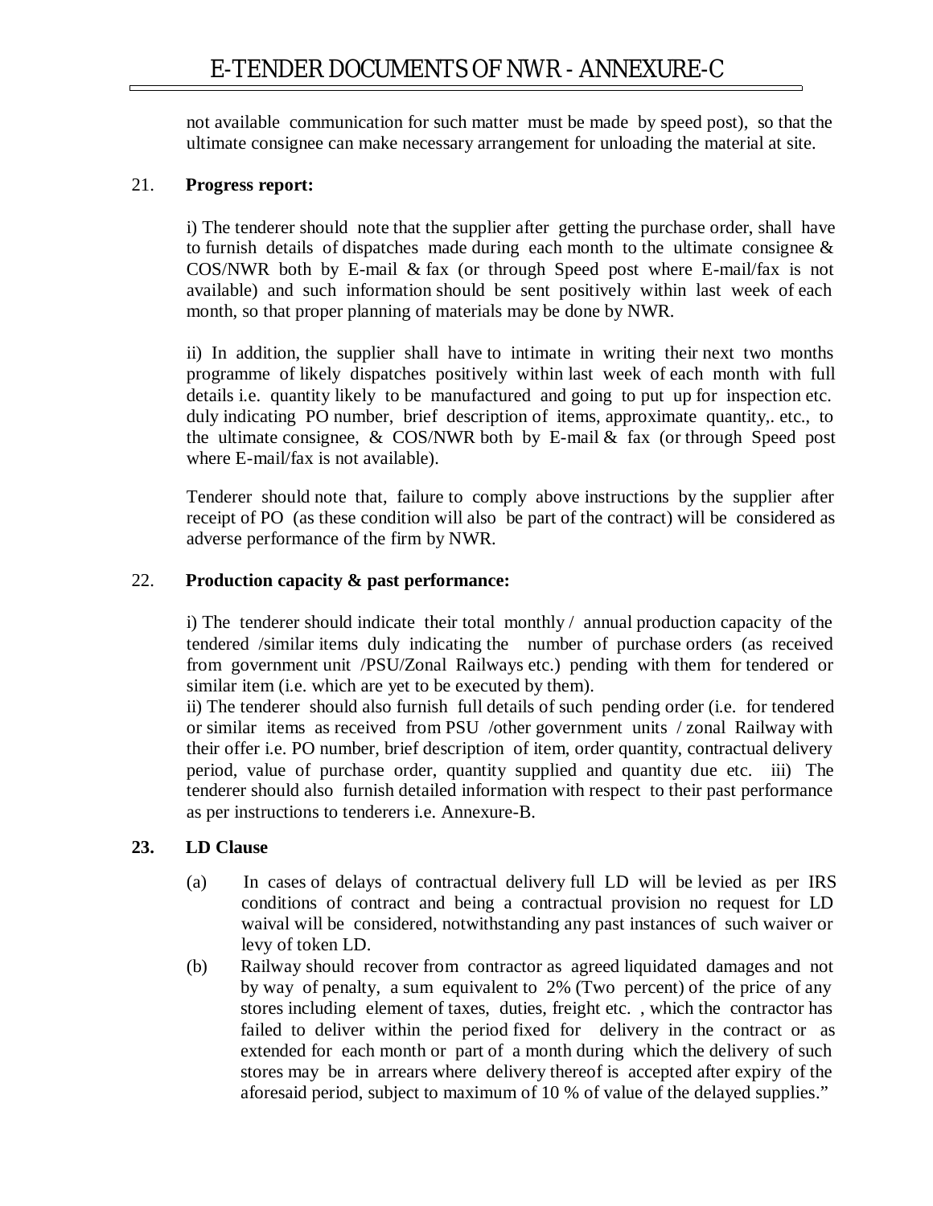not available communication for such matter must be made by speed post), so that the ultimate consignee can make necessary arrangement for unloading the material at site.

21. **Progress report:**

i) The tenderer should note that the supplier after getting the purchase order, shall have to furnish details of dispatches made during each month to the ultimate consignee & COS/NWR both by E-mail & fax (or through Speed post where E-mail/fax is not available) and such information should be sent positively within last week of each month, so that proper planning of materials may be done by NWR.

ii) In addition, the supplier shall have to intimate in writing their next two months programme of likely dispatches positively within last week of each month with full details i.e. quantity likely to be manufactured and going to put up for inspection etc. duly indicating PO number, brief description of items, approximate quantity,. etc., to the ultimate consignee, & COS/NWR both by E-mail & fax (or through Speed post where E-mail/fax is not available).

Tenderer should note that, failure to comply above instructions by the supplier after receipt of PO (as these condition will also be part of the contract) will be considered as adverse performance of the firm by NWR.

22. **Production capacity & past performance:**

i) The tenderer should indicate their total monthly / annual production capacity of the tendered /similar items duly indicating the number of purchase orders (as received from government unit /PSU/Zonal Railways etc.) pending with them for tendered or similar item (i.e. which are yet to be executed by them).
ii) The tenderer should also furnish full details of such pending order (i.e. for tendered or similar items as received from PSU /other government units / zonal Railway with their offer i.e. PO number, brief description of item, order quantity, contractual delivery period, value of purchase order, quantity supplied and quantity due etc. iii) The tenderer should also furnish detailed information with respect to their past performance as per instructions to tenderers i.e. Annexure-B.

**23. LD Clause**

(a) In cases of delays of contractual delivery full LD will be levied as per IRS conditions of contract and being a contractual provision no request for LD waival will be considered, notwithstanding any past instances of such waiver or levy of token LD.

(b) Railway should recover from contractor as agreed liquidated damages and not by way of penalty, a sum equivalent to 2% (Two percent) of the price of any stores including element of taxes, duties, freight etc. , which the contractor has failed to deliver within the period fixed for delivery in the contract or as extended for each month or part of a month during which the delivery of such stores may be in arrears where delivery thereof is accepted after expiry of the aforesaid period, subject to maximum of 10 % of value of the delayed supplies."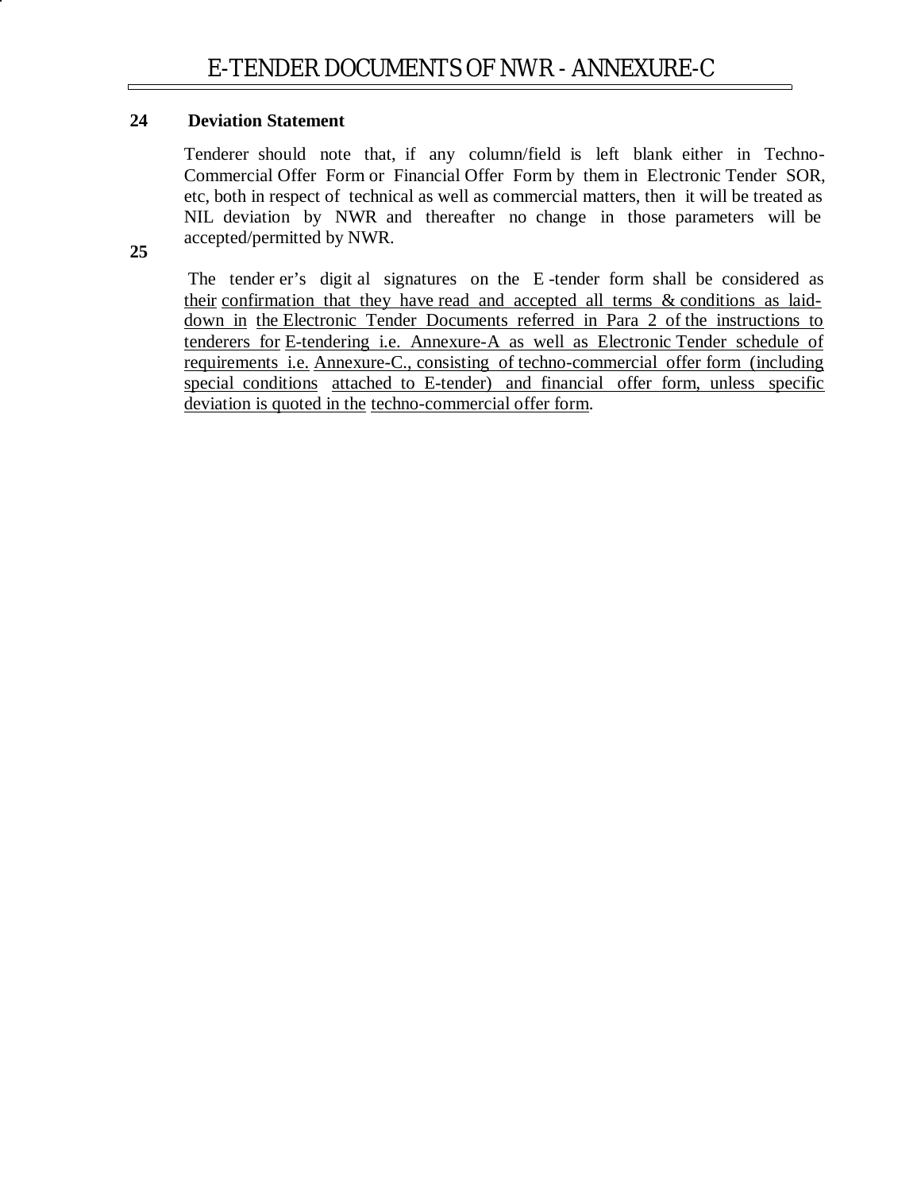**24 Deviation Statement**

Tenderer should note that, if any column/field is left blank either in Techno-Commercial Offer Form or Financial Offer Form by them in Electronic Tender SOR, etc, both in respect of technical as well as commercial matters, then it will be treated as NIL deviation by NWR and thereafter no change in those parameters will be accepted/permitted by NWR.

**25**

The tender er's digit al signatures on the E -tender form shall be considered as their confirmation that they have read and accepted all terms & conditions as laid-down in the Electronic Tender Documents referred in Para 2 of the instructions to tenderers for E-tendering i.e. Annexure-A as well as Electronic Tender schedule of requirements i.e. Annexure-C., consisting of techno-commercial offer form (including special conditions attached to E-tender) and financial offer form, unless specific deviation is quoted in the techno-commercial offer form.